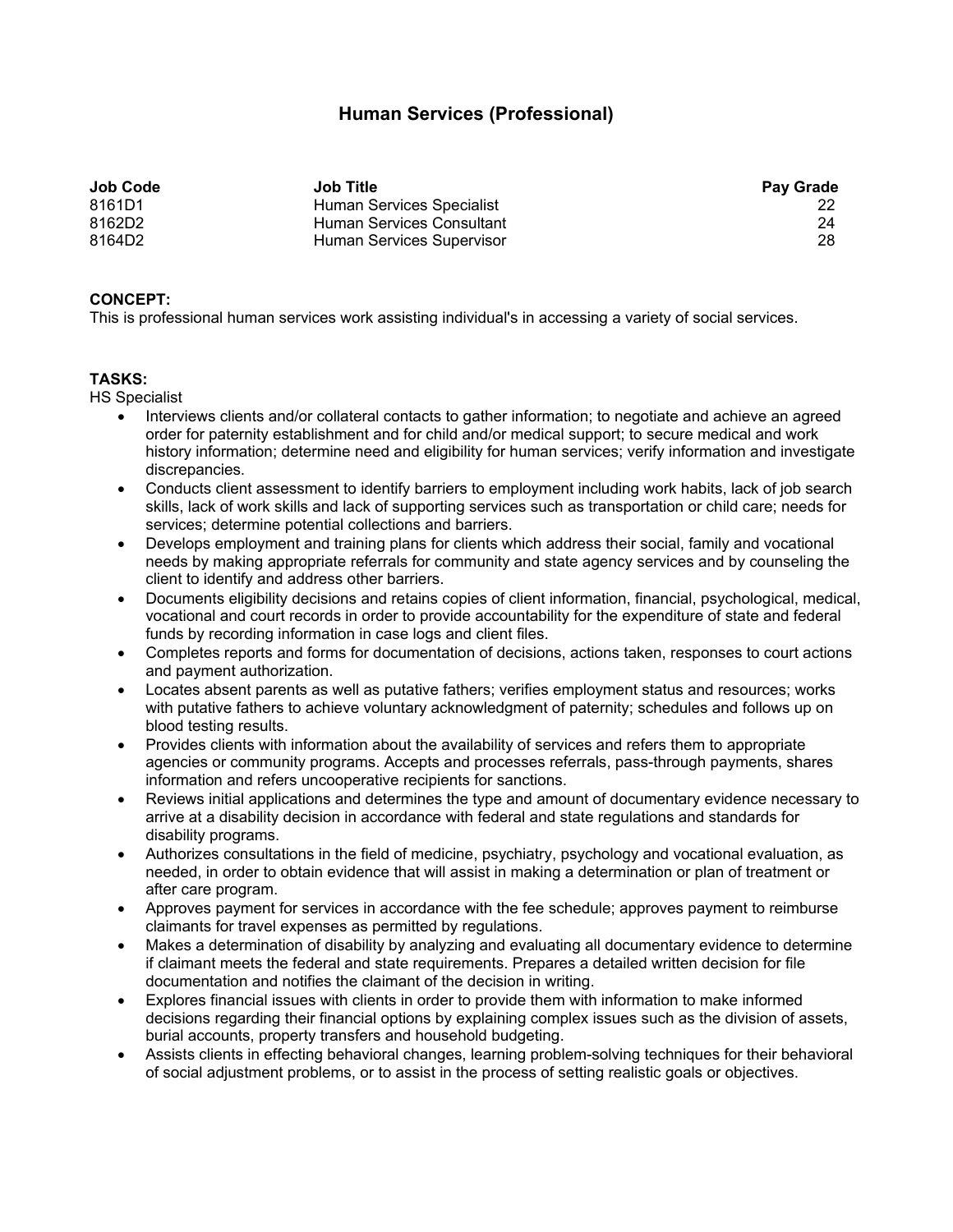# Human Services (Professional)

| Job Code | Job Title | Pay Grade |
|---|---|---|
| 8161D1 | Human Services Specialist | 22 |
| 8162D2 | Human Services Consultant | 24 |
| 8164D2 | Human Services Supervisor | 28 |

**CONCEPT:**
This is professional human services work assisting individual's in accessing a variety of social services.

**TASKS:**
HS Specialist

- Interviews clients and/or collateral contacts to gather information; to negotiate and achieve an agreed order for paternity establishment and for child and/or medical support; to secure medical and work history information; determine need and eligibility for human services; verify information and investigate discrepancies.
- Conducts client assessment to identify barriers to employment including work habits, lack of job search skills, lack of work skills and lack of supporting services such as transportation or child care; needs for services; determine potential collections and barriers.
- Develops employment and training plans for clients which address their social, family and vocational needs by making appropriate referrals for community and state agency services and by counseling the client to identify and address other barriers.
- Documents eligibility decisions and retains copies of client information, financial, psychological, medical, vocational and court records in order to provide accountability for the expenditure of state and federal funds by recording information in case logs and client files.
- Completes reports and forms for documentation of decisions, actions taken, responses to court actions and payment authorization.
- Locates absent parents as well as putative fathers; verifies employment status and resources; works with putative fathers to achieve voluntary acknowledgment of paternity; schedules and follows up on blood testing results.
- Provides clients with information about the availability of services and refers them to appropriate agencies or community programs. Accepts and processes referrals, pass-through payments, shares information and refers uncooperative recipients for sanctions.
- Reviews initial applications and determines the type and amount of documentary evidence necessary to arrive at a disability decision in accordance with federal and state regulations and standards for disability programs.
- Authorizes consultations in the field of medicine, psychiatry, psychology and vocational evaluation, as needed, in order to obtain evidence that will assist in making a determination or plan of treatment or after care program.
- Approves payment for services in accordance with the fee schedule; approves payment to reimburse claimants for travel expenses as permitted by regulations.
- Makes a determination of disability by analyzing and evaluating all documentary evidence to determine if claimant meets the federal and state requirements. Prepares a detailed written decision for file documentation and notifies the claimant of the decision in writing.
- Explores financial issues with clients in order to provide them with information to make informed decisions regarding their financial options by explaining complex issues such as the division of assets, burial accounts, property transfers and household budgeting.
- Assists clients in effecting behavioral changes, learning problem-solving techniques for their behavioral of social adjustment problems, or to assist in the process of setting realistic goals or objectives.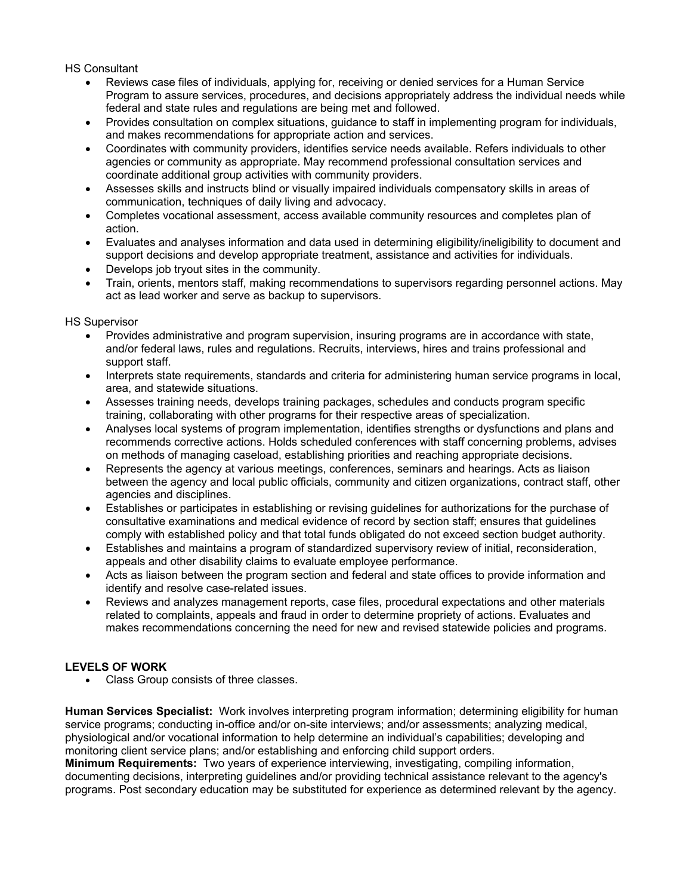HS Consultant

- Reviews case files of individuals, applying for, receiving or denied services for a Human Service Program to assure services, procedures, and decisions appropriately address the individual needs while federal and state rules and regulations are being met and followed.
- Provides consultation on complex situations, guidance to staff in implementing program for individuals, and makes recommendations for appropriate action and services.
- Coordinates with community providers, identifies service needs available. Refers individuals to other agencies or community as appropriate. May recommend professional consultation services and coordinate additional group activities with community providers.
- Assesses skills and instructs blind or visually impaired individuals compensatory skills in areas of communication, techniques of daily living and advocacy.
- Completes vocational assessment, access available community resources and completes plan of action.
- Evaluates and analyses information and data used in determining eligibility/ineligibility to document and support decisions and develop appropriate treatment, assistance and activities for individuals.
- Develops job tryout sites in the community.
- Train, orients, mentors staff, making recommendations to supervisors regarding personnel actions. May act as lead worker and serve as backup to supervisors.

HS Supervisor

- Provides administrative and program supervision, insuring programs are in accordance with state, and/or federal laws, rules and regulations. Recruits, interviews, hires and trains professional and support staff.
- Interprets state requirements, standards and criteria for administering human service programs in local, area, and statewide situations.
- Assesses training needs, develops training packages, schedules and conducts program specific training, collaborating with other programs for their respective areas of specialization.
- Analyses local systems of program implementation, identifies strengths or dysfunctions and plans and recommends corrective actions. Holds scheduled conferences with staff concerning problems, advises on methods of managing caseload, establishing priorities and reaching appropriate decisions.
- Represents the agency at various meetings, conferences, seminars and hearings. Acts as liaison between the agency and local public officials, community and citizen organizations, contract staff, other agencies and disciplines.
- Establishes or participates in establishing or revising guidelines for authorizations for the purchase of consultative examinations and medical evidence of record by section staff; ensures that guidelines comply with established policy and that total funds obligated do not exceed section budget authority.
- Establishes and maintains a program of standardized supervisory review of initial, reconsideration, appeals and other disability claims to evaluate employee performance.
- Acts as liaison between the program section and federal and state offices to provide information and identify and resolve case-related issues.
- Reviews and analyzes management reports, case files, procedural expectations and other materials related to complaints, appeals and fraud in order to determine propriety of actions. Evaluates and makes recommendations concerning the need for new and revised statewide policies and programs.

**LEVELS OF WORK**

- Class Group consists of three classes.

**Human Services Specialist:** Work involves interpreting program information; determining eligibility for human service programs; conducting in-office and/or on-site interviews; and/or assessments; analyzing medical, physiological and/or vocational information to help determine an individual's capabilities; developing and monitoring client service plans; and/or establishing and enforcing child support orders.
**Minimum Requirements:** Two years of experience interviewing, investigating, compiling information, documenting decisions, interpreting guidelines and/or providing technical assistance relevant to the agency's programs. Post secondary education may be substituted for experience as determined relevant by the agency.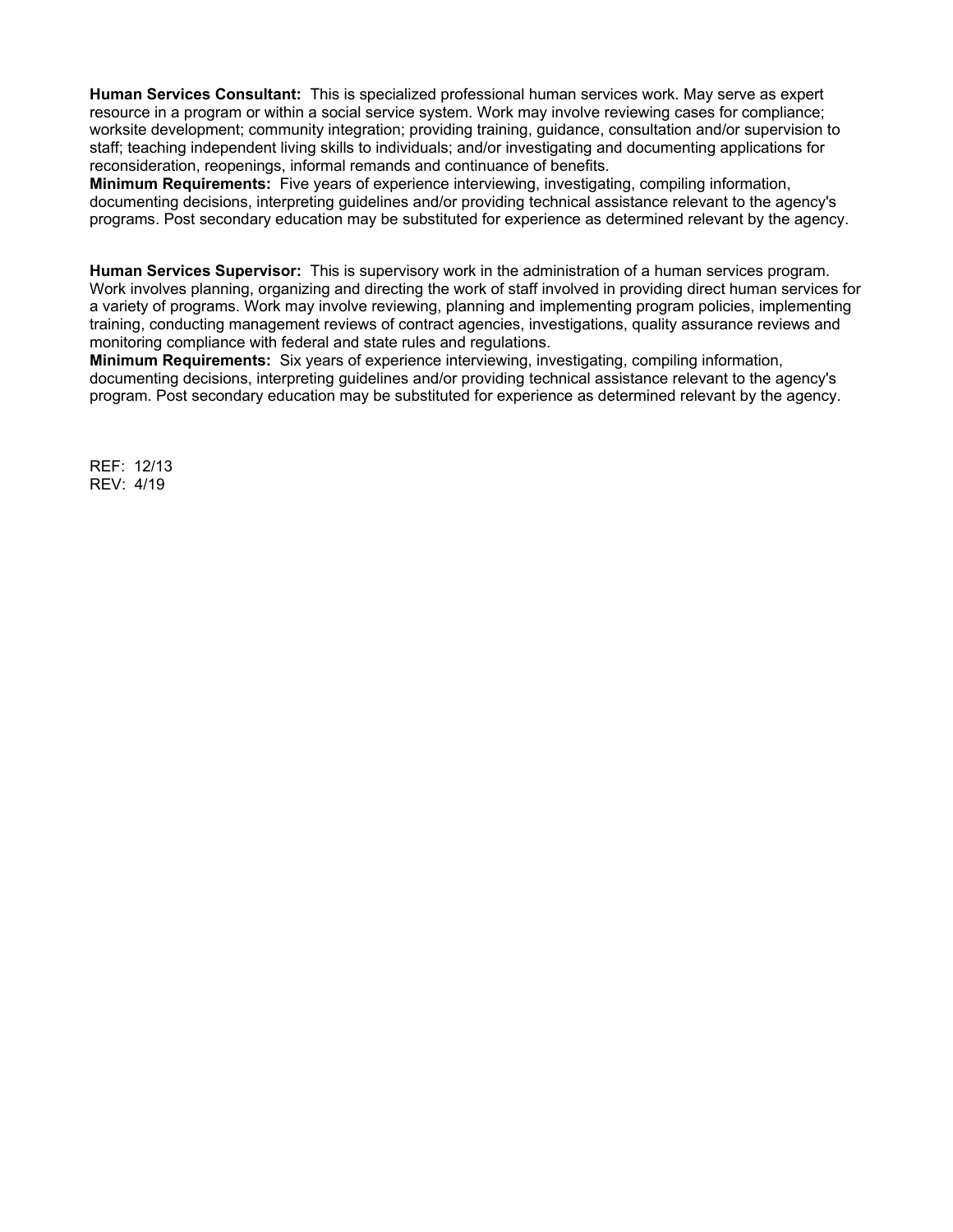**Human Services Consultant:** This is specialized professional human services work. May serve as expert resource in a program or within a social service system. Work may involve reviewing cases for compliance; worksite development; community integration; providing training, guidance, consultation and/or supervision to staff; teaching independent living skills to individuals; and/or investigating and documenting applications for reconsideration, reopenings, informal remands and continuance of benefits.
**Minimum Requirements:** Five years of experience interviewing, investigating, compiling information, documenting decisions, interpreting guidelines and/or providing technical assistance relevant to the agency's programs. Post secondary education may be substituted for experience as determined relevant by the agency.

**Human Services Supervisor:** This is supervisory work in the administration of a human services program. Work involves planning, organizing and directing the work of staff involved in providing direct human services for a variety of programs. Work may involve reviewing, planning and implementing program policies, implementing training, conducting management reviews of contract agencies, investigations, quality assurance reviews and monitoring compliance with federal and state rules and regulations.
**Minimum Requirements:** Six years of experience interviewing, investigating, compiling information, documenting decisions, interpreting guidelines and/or providing technical assistance relevant to the agency's program. Post secondary education may be substituted for experience as determined relevant by the agency.

REF: 12/13
REV: 4/19